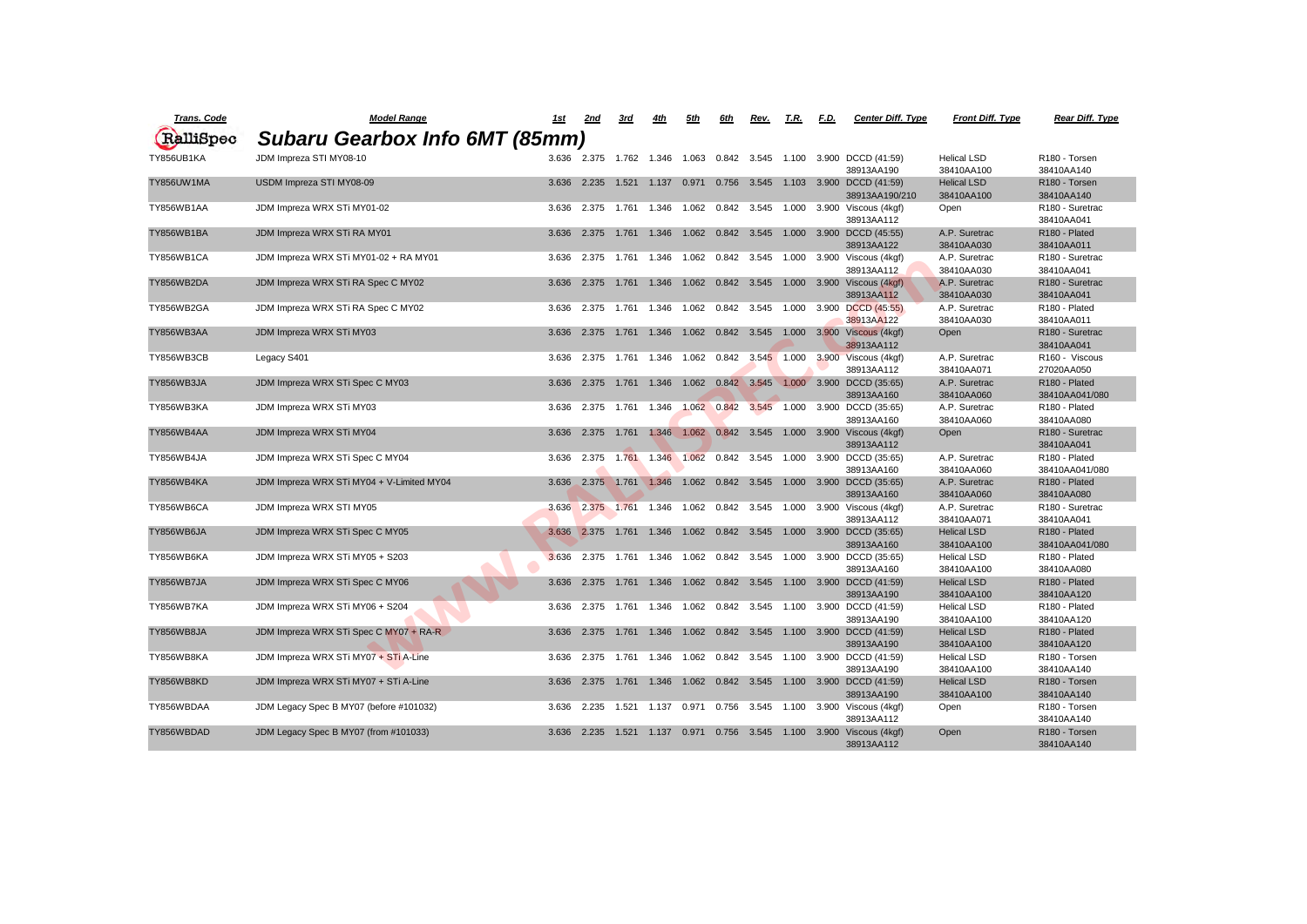# Subaru Gearbox Info 6MT (85mm)

RalliSpec

| Trans. Code | Model Range | 1st | 2nd | 3rd | 4th | 5th | 6th | Rev. | T.R. | F.D. | Center Diff. Type | Front Diff. Type | Rear Diff. Type |
|---|---|---|---|---|---|---|---|---|---|---|---|---|---|
| TY856UB1KA | JDM Impreza STI MY08-10 | 3.636 | 2.375 | 1.762 | 1.346 | 1.063 | 0.842 | 3.545 | 1.100 | 3.900 | DCCD (41:59) 38913AA190 | Helical LSD 38410AA100 | R180 - Torsen 38410AA140 |
| TY856UW1MA | USDM Impreza STI MY08-09 | 3.636 | 2.235 | 1.521 | 1.137 | 0.971 | 0.756 | 3.545 | 1.103 | 3.900 | DCCD (41:59) 38913AA190/210 | Helical LSD 38410AA100 | R180 - Torsen 38410AA140 |
| TY856WB1AA | JDM Impreza WRX STi MY01-02 | 3.636 | 2.375 | 1.761 | 1.346 | 1.062 | 0.842 | 3.545 | 1.000 | 3.900 | Viscous (4kgf) 38913AA112 | Open | R180 - Suretrac 38410AA041 |
| TY856WB1BA | JDM Impreza WRX STi RA MY01 | 3.636 | 2.375 | 1.761 | 1.346 | 1.062 | 0.842 | 3.545 | 1.000 | 3.900 | DCCD (45:55) 38913AA122 | A.P. Suretrac 38410AA030 | R180 - Plated 38410AA011 |
| TY856WB1CA | JDM Impreza WRX STi MY01-02 + RA MY01 | 3.636 | 2.375 | 1.761 | 1.346 | 1.062 | 0.842 | 3.545 | 1.000 | 3.900 | Viscous (4kgf) 38913AA112 | A.P. Suretrac 38410AA030 | R180 - Suretrac 38410AA041 |
| TY856WB2DA | JDM Impreza WRX STi RA Spec C MY02 | 3.636 | 2.375 | 1.761 | 1.346 | 1.062 | 0.842 | 3.545 | 1.000 | 3.900 | Viscous (4kgf) 38913AA112 | A.P. Suretrac 38410AA030 | R180 - Suretrac 38410AA041 |
| TY856WB2GA | JDM Impreza WRX STi RA Spec C MY02 | 3.636 | 2.375 | 1.761 | 1.346 | 1.062 | 0.842 | 3.545 | 1.000 | 3.900 | DCCD (45:55) 38913AA122 | A.P. Suretrac 38410AA030 | R180 - Plated 38410AA011 |
| TY856WB3AA | JDM Impreza WRX STi MY03 | 3.636 | 2.375 | 1.761 | 1.346 | 1.062 | 0.842 | 3.545 | 1.000 | 3.900 | Viscous (4kgf) 38913AA112 | Open | R180 - Suretrac 38410AA041 |
| TY856WB3CB | Legacy S401 | 3.636 | 2.375 | 1.761 | 1.346 | 1.062 | 0.842 | 3.545 | 1.000 | 3.900 | Viscous (4kgf) 38913AA112 | A.P. Suretrac 38410AA071 | R160 - Viscous 27020AA050 |
| TY856WB3JA | JDM Impreza WRX STi Spec C MY03 | 3.636 | 2.375 | 1.761 | 1.346 | 1.062 | 0.842 | 3.545 | 1.000 | 3.900 | DCCD (35:65) 38913AA160 | A.P. Suretrac 38410AA060 | R180 - Plated 38410AA041/080 |
| TY856WB3KA | JDM Impreza WRX STi MY03 | 3.636 | 2.375 | 1.761 | 1.346 | 1.062 | 0.842 | 3.545 | 1.000 | 3.900 | DCCD (35:65) 38913AA160 | A.P. Suretrac 38410AA060 | R180 - Plated 38410AA080 |
| TY856WB4AA | JDM Impreza WRX STi MY04 | 3.636 | 2.375 | 1.761 | 1.346 | 1.062 | 0.842 | 3.545 | 1.000 | 3.900 | Viscous (4kgf) 38913AA112 | Open | R180 - Suretrac 38410AA041 |
| TY856WB4JA | JDM Impreza WRX STi Spec C MY04 | 3.636 | 2.375 | 1.761 | 1.346 | 1.062 | 0.842 | 3.545 | 1.000 | 3.900 | DCCD (35:65) 38913AA160 | A.P. Suretrac 38410AA060 | R180 - Plated 38410AA041/080 |
| TY856WB4KA | JDM Impreza WRX STi MY04 + V-Limited MY04 | 3.636 | 2.375 | 1.761 | 1.346 | 1.062 | 0.842 | 3.545 | 1.000 | 3.900 | DCCD (35:65) 38913AA160 | A.P. Suretrac 38410AA060 | R180 - Plated 38410AA080 |
| TY856WB6CA | JDM Impreza WRX STI MY05 | 3.636 | 2.375 | 1.761 | 1.346 | 1.062 | 0.842 | 3.545 | 1.000 | 3.900 | Viscous (4kgf) 38913AA112 | A.P. Suretrac 38410AA071 | R180 - Suretrac 38410AA041 |
| TY856WB6JA | JDM Impreza WRX STi Spec C MY05 | 3.636 | 2.375 | 1.761 | 1.346 | 1.062 | 0.842 | 3.545 | 1.000 | 3.900 | DCCD (35:65) 38913AA160 | Helical LSD 38410AA100 | R180 - Plated 38410AA041/080 |
| TY856WB6KA | JDM Impreza WRX STi MY05 + S203 | 3.636 | 2.375 | 1.761 | 1.346 | 1.062 | 0.842 | 3.545 | 1.000 | 3.900 | DCCD (35:65) 38913AA160 | Helical LSD 38410AA100 | R180 - Plated 38410AA080 |
| TY856WB7JA | JDM Impreza WRX STi Spec C MY06 | 3.636 | 2.375 | 1.761 | 1.346 | 1.062 | 0.842 | 3.545 | 1.100 | 3.900 | DCCD (41:59) 38913AA190 | Helical LSD 38410AA100 | R180 - Plated 38410AA120 |
| TY856WB7KA | JDM Impreza WRX STi MY06 + S204 | 3.636 | 2.375 | 1.761 | 1.346 | 1.062 | 0.842 | 3.545 | 1.100 | 3.900 | DCCD (41:59) 38913AA190 | Helical LSD 38410AA100 | R180 - Plated 38410AA120 |
| TY856WB8JA | JDM Impreza WRX STi Spec C MY07 + RA-R | 3.636 | 2.375 | 1.761 | 1.346 | 1.062 | 0.842 | 3.545 | 1.100 | 3.900 | DCCD (41:59) 38913AA190 | Helical LSD 38410AA100 | R180 - Plated 38410AA120 |
| TY856WB8KA | JDM Impreza WRX STi MY07 + STi A-Line | 3.636 | 2.375 | 1.761 | 1.346 | 1.062 | 0.842 | 3.545 | 1.100 | 3.900 | DCCD (41:59) 38913AA190 | Helical LSD 38410AA100 | R180 - Torsen 38410AA140 |
| TY856WB8KD | JDM Impreza WRX STi MY07 + STi A-Line | 3.636 | 2.375 | 1.761 | 1.346 | 1.062 | 0.842 | 3.545 | 1.100 | 3.900 | DCCD (41:59) 38913AA190 | Helical LSD 38410AA100 | R180 - Torsen 38410AA140 |
| TY856WBDAA | JDM Legacy Spec B MY07 (before #101032) | 3.636 | 2.235 | 1.521 | 1.137 | 0.971 | 0.756 | 3.545 | 1.100 | 3.900 | Viscous (4kgf) 38913AA112 | Open | R180 - Torsen 38410AA140 |
| TY856WBDAD | JDM Legacy Spec B MY07 (from #101033) | 3.636 | 2.235 | 1.521 | 1.137 | 0.971 | 0.756 | 3.545 | 1.100 | 3.900 | Viscous (4kgf) 38913AA112 | Open | R180 - Torsen 38410AA140 |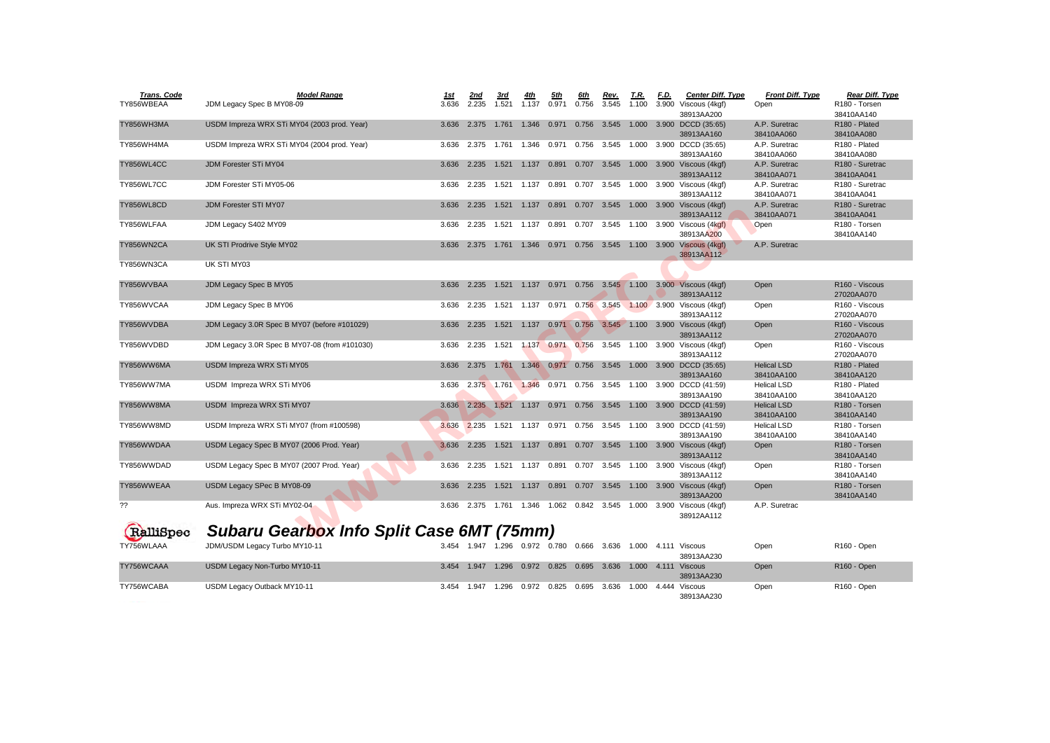| Trans. Code | Model Range | 1st | 2nd | 3rd | 4th | 5th | 6th | Rev. | T.R. | F.D. | Center Diff. Type | Front Diff. Type | Rear Diff. Type |
|---|---|---|---|---|---|---|---|---|---|---|---|---|---|
| TY856WBEAA | JDM Legacy Spec B MY08-09 | 3.636 | 2.235 | 1.521 | 1.137 | 0.971 | 0.756 | 3.545 | 1.100 | 3.900 | Viscous (4kgf) 38913AA200 | Open | R180 - Torsen 38410AA140 |
| TY856WH3MA | USDM Impreza WRX STi MY04 (2003 prod. Year) | 3.636 | 2.375 | 1.761 | 1.346 | 0.971 | 0.756 | 3.545 | 1.000 | 3.900 | DCCD (35:65) 38913AA160 | A.P. Suretrac 38410AA060 | R180 - Plated 38410AA080 |
| TY856WH4MA | USDM Impreza WRX STi MY04 (2004 prod. Year) | 3.636 | 2.375 | 1.761 | 1.346 | 0.971 | 0.756 | 3.545 | 1.000 | 3.900 | DCCD (35:65) 38913AA160 | A.P. Suretrac 38410AA060 | R180 - Plated 38410AA080 |
| TY856WL4CC | JDM Forester STi MY04 | 3.636 | 2.235 | 1.521 | 1.137 | 0.891 | 0.707 | 3.545 | 1.000 | 3.900 | Viscous (4kgf) 38913AA112 | A.P. Suretrac 38410AA071 | R180 - Suretrac 38410AA041 |
| TY856WL7CC | JDM Forester STi MY05-06 | 3.636 | 2.235 | 1.521 | 1.137 | 0.891 | 0.707 | 3.545 | 1.000 | 3.900 | Viscous (4kgf) 38913AA112 | A.P. Suretrac 38410AA071 | R180 - Suretrac 38410AA041 |
| TY856WL8CD | JDM Forester STI MY07 | 3.636 | 2.235 | 1.521 | 1.137 | 0.891 | 0.707 | 3.545 | 1.000 | 3.900 | Viscous (4kgf) 38913AA112 | A.P. Suretrac 38410AA071 | R180 - Suretrac 38410AA041 |
| TY856WLFAA | JDM Legacy S402 MY09 | 3.636 | 2.235 | 1.521 | 1.137 | 0.891 | 0.707 | 3.545 | 1.100 | 3.900 | Viscous (4kgf) 38913AA200 | Open | R180 - Torsen 38410AA140 |
| TY856WN2CA | UK STI Prodrive Style MY02 | 3.636 | 2.375 | 1.761 | 1.346 | 0.971 | 0.756 | 3.545 | 1.100 | 3.900 | Viscous (4kgf) 38913AA112 | A.P. Suretrac | |
| TY856WN3CA | UK STI MY03 | | | | | | | | | | | | |
| TY856WVBAA | JDM Legacy Spec B MY05 | 3.636 | 2.235 | 1.521 | 1.137 | 0.971 | 0.756 | 3.545 | 1.100 | 3.900 | Viscous (4kgf) 38913AA112 | Open | R160 - Viscous 27020AA070 |
| TY856WVCAA | JDM Legacy Spec B MY06 | 3.636 | 2.235 | 1.521 | 1.137 | 0.971 | 0.756 | 3.545 | 1.100 | 3.900 | Viscous (4kgf) 38913AA112 | Open | R160 - Viscous 27020AA070 |
| TY856WVDBA | JDM Legacy 3.0R Spec B MY07 (before #101029) | 3.636 | 2.235 | 1.521 | 1.137 | 0.971 | 0.756 | 3.545 | 1.100 | 3.900 | Viscous (4kgf) 38913AA112 | Open | R160 - Viscous 27020AA070 |
| TY856WVDBD | JDM Legacy 3.0R Spec B MY07-08 (from #101030) | 3.636 | 2.235 | 1.521 | 1.137 | 0.971 | 0.756 | 3.545 | 1.100 | 3.900 | Viscous (4kgf) 38913AA112 | Open | R160 - Viscous 27020AA070 |
| TY856WW6MA | USDM Impreza WRX STi MY05 | 3.636 | 2.375 | 1.761 | 1.346 | 0.971 | 0.756 | 3.545 | 1.000 | 3.900 | DCCD (35:65) 38913AA160 | Helical LSD 38410AA100 | R180 - Plated 38410AA120 |
| TY856WW7MA | USDM Impreza WRX STi MY06 | 3.636 | 2.375 | 1.761 | 1.346 | 0.971 | 0.756 | 3.545 | 1.100 | 3.900 | DCCD (41:59) 38913AA190 | Helical LSD 38410AA100 | R180 - Plated 38410AA120 |
| TY856WW8MA | USDM Impreza WRX STi MY07 | 3.636 | 2.235 | 1.521 | 1.137 | 0.971 | 0.756 | 3.545 | 1.100 | 3.900 | DCCD (41:59) 38913AA190 | Helical LSD 38410AA100 | R180 - Torsen 38410AA140 |
| TY856WW8MD | USDM Impreza WRX STi MY07 (from #100598) | 3.636 | 2.235 | 1.521 | 1.137 | 0.971 | 0.756 | 3.545 | 1.100 | 3.900 | DCCD (41:59) 38913AA190 | Helical LSD 38410AA100 | R180 - Torsen 38410AA140 |
| TY856WWDAA | USDM Legacy Spec B MY07 (2006 Prod. Year) | 3.636 | 2.235 | 1.521 | 1.137 | 0.891 | 0.707 | 3.545 | 1.100 | 3.900 | Viscous (4kgf) 38913AA112 | Open | R180 - Torsen 38410AA140 |
| TY856WWDAD | USDM Legacy Spec B MY07 (2007 Prod. Year) | 3.636 | 2.235 | 1.521 | 1.137 | 0.891 | 0.707 | 3.545 | 1.100 | 3.900 | Viscous (4kgf) 38913AA112 | Open | R180 - Torsen 38410AA140 |
| TY856WWEAA | USDM Legacy SPec B MY08-09 | 3.636 | 2.235 | 1.521 | 1.137 | 0.891 | 0.707 | 3.545 | 1.100 | 3.900 | Viscous (4kgf) 38913AA200 | Open | R180 - Torsen 38410AA140 |
| ?? | Aus. Impreza WRX STi MY02-04 | 3.636 | 2.375 | 1.761 | 1.346 | 1.062 | 0.842 | 3.545 | 1.000 | 3.900 | Viscous (4kgf) 38912AA112 | A.P. Suretrac | |

RalliSpec

## *Subaru Gearbox Info Split Case 6MT (75mm)*

| Trans. Code | Model Range | 1st | 2nd | 3rd | 4th | 5th | 6th | Rev. | T.R. | F.D. | Center Diff. Type | Front Diff. Type | Rear Diff. Type |
|---|---|---|---|---|---|---|---|---|---|---|---|---|---|
| TY756WLAAA | JDM/USDM Legacy Turbo MY10-11 | 3.454 | 1.947 | 1.296 | 0.972 | 0.780 | 0.666 | 3.636 | 1.000 | 4.111 | Viscous 38913AA230 | Open | R160 - Open |
| TY756WCAAA | USDM Legacy Non-Turbo MY10-11 | 3.454 | 1.947 | 1.296 | 0.972 | 0.825 | 0.695 | 3.636 | 1.000 | 4.111 | Viscous 38913AA230 | Open | R160 - Open |
| TY756WCABA | USDM Legacy Outback MY10-11 | 3.454 | 1.947 | 1.296 | 0.972 | 0.825 | 0.695 | 3.636 | 1.000 | 4.444 | Viscous 38913AA230 | Open | R160 - Open |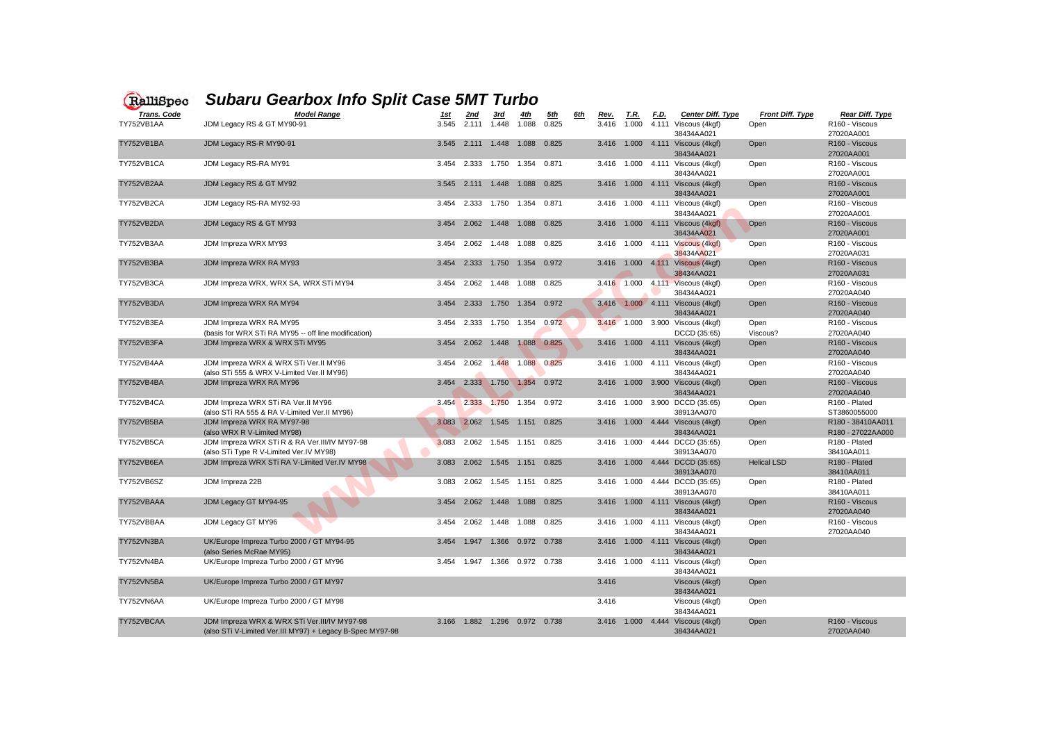# RalliSpec Subaru Gearbox Info Split Case 5MT Turbo

| Trans. Code | Model Range | 1st | 2nd | 3rd | 4th | 5th | 6th | Rev. | T.R. | F.D. | Center Diff. Type | Front Diff. Type | Rear Diff. Type |
|---|---|---|---|---|---|---|---|---|---|---|---|---|---|
| TY752VB1AA | JDM Legacy RS & GT MY90-91 | 3.545 | 2.111 | 1.448 | 1.088 | 0.825 | | 3.416 | 1.000 | 4.111 | Viscous (4kgf) 38434AA021 | Open | R160 - Viscous 27020AA001 |
| TY752VB1BA | JDM Legacy RS-R MY90-91 | 3.545 | 2.111 | 1.448 | 1.088 | 0.825 | | 3.416 | 1.000 | 4.111 | Viscous (4kgf) 38434AA021 | Open | R160 - Viscous 27020AA001 |
| TY752VB1CA | JDM Legacy RS-RA MY91 | 3.454 | 2.333 | 1.750 | 1.354 | 0.871 | | 3.416 | 1.000 | 4.111 | Viscous (4kgf) 38434AA021 | Open | R160 - Viscous 27020AA001 |
| TY752VB2AA | JDM Legacy RS & GT MY92 | 3.545 | 2.111 | 1.448 | 1.088 | 0.825 | | 3.416 | 1.000 | 4.111 | Viscous (4kgf) 38434AA021 | Open | R160 - Viscous 27020AA001 |
| TY752VB2CA | JDM Legacy RS-RA MY92-93 | 3.454 | 2.333 | 1.750 | 1.354 | 0.871 | | 3.416 | 1.000 | 4.111 | Viscous (4kgf) 38434AA021 | Open | R160 - Viscous 27020AA001 |
| TY752VB2DA | JDM Legacy RS & GT MY93 | 3.454 | 2.062 | 1.448 | 1.088 | 0.825 | | 3.416 | 1.000 | 4.111 | Viscous (4kgf) 38434AA021 | Open | R160 - Viscous 27020AA001 |
| TY752VB3AA | JDM Impreza WRX MY93 | 3.454 | 2.062 | 1.448 | 1.088 | 0.825 | | 3.416 | 1.000 | 4.111 | Viscous (4kgf) 38434AA021 | Open | R160 - Viscous 27020AA031 |
| TY752VB3BA | JDM Impreza WRX RA MY93 | 3.454 | 2.333 | 1.750 | 1.354 | 0.972 | | 3.416 | 1.000 | 4.111 | Viscous (4kgf) 38434AA021 | Open | R160 - Viscous 27020AA031 |
| TY752VB3CA | JDM Impreza WRX, WRX SA, WRX STi MY94 | 3.454 | 2.062 | 1.448 | 1.088 | 0.825 | | 3.416 | 1.000 | 4.111 | Viscous (4kgf) 38434AA021 | Open | R160 - Viscous 27020AA040 |
| TY752VB3DA | JDM Impreza WRX RA MY94 | 3.454 | 2.333 | 1.750 | 1.354 | 0.972 | | 3.416 | 1.000 | 4.111 | Viscous (4kgf) 38434AA021 | Open | R160 - Viscous 27020AA040 |
| TY752VB3EA | JDM Impreza WRX RA MY95 (basis for WRX STi RA MY95 -- off line modification) | 3.454 | 2.333 | 1.750 | 1.354 | 0.972 | | 3.416 | 1.000 | 3.900 | Viscous (4kgf) DCCD (35:65) | Open Viscous? | R160 - Viscous 27020AA040 |
| TY752VB3FA | JDM Impreza WRX & WRX STi MY95 | 3.454 | 2.062 | 1.448 | 1.088 | 0.825 | | 3.416 | 1.000 | 4.111 | Viscous (4kgf) 38434AA021 | Open | R160 - Viscous 27020AA040 |
| TY752VB4AA | JDM Impreza WRX & WRX STi Ver.II MY96 (also STi 555 & WRX V-Limited Ver.II MY96) | 3.454 | 2.062 | 1.448 | 1.088 | 0.825 | | 3.416 | 1.000 | 4.111 | Viscous (4kgf) 38434AA021 | Open | R160 - Viscous 27020AA040 |
| TY752VB4BA | JDM Impreza WRX RA MY96 | 3.454 | 2.333 | 1.750 | 1.354 | 0.972 | | 3.416 | 1.000 | 3.900 | Viscous (4kgf) 38434AA021 | Open | R160 - Viscous 27020AA040 |
| TY752VB4CA | JDM Impreza WRX STi RA Ver.II MY96 (also STi RA 555 & RA V-Limited Ver.II MY96) | 3.454 | 2.333 | 1.750 | 1.354 | 0.972 | | 3.416 | 1.000 | 3.900 | DCCD (35:65) 38913AA070 | Open | R160 - Plated ST3860055000 |
| TY752VB5BA | JDM Impreza WRX RA MY97-98 (also WRX R V-Limited MY98) | 3.083 | 2.062 | 1.545 | 1.151 | 0.825 | | 3.416 | 1.000 | 4.444 | Viscous (4kgf) 38434AA021 | Open | R180 - 38410AA011 R180 - 27022AA000 |
| TY752VB5CA | JDM Impreza WRX STi R & RA Ver.III/IV MY97-98 (also STi Type R V-Limited Ver.IV MY98) | 3.083 | 2.062 | 1.545 | 1.151 | 0.825 | | 3.416 | 1.000 | 4.444 | DCCD (35:65) 38913AA070 | Open | R180 - Plated 38410AA011 |
| TY752VB6EA | JDM Impreza WRX STi RA V-Limited Ver.IV MY98 | 3.083 | 2.062 | 1.545 | 1.151 | 0.825 | | 3.416 | 1.000 | 4.444 | DCCD (35:65) 38913AA070 | Helical LSD | R180 - Plated 38410AA011 |
| TY752VB6SZ | JDM Impreza 22B | 3.083 | 2.062 | 1.545 | 1.151 | 0.825 | | 3.416 | 1.000 | 4.444 | DCCD (35:65) 38913AA070 | Open | R180 - Plated 38410AA011 |
| TY752VBAAA | JDM Legacy GT MY94-95 | 3.454 | 2.062 | 1.448 | 1.088 | 0.825 | | 3.416 | 1.000 | 4.111 | Viscous (4kgf) 38434AA021 | Open | R160 - Viscous 27020AA040 |
| TY752VBBAA | JDM Legacy GT MY96 | 3.454 | 2.062 | 1.448 | 1.088 | 0.825 | | 3.416 | 1.000 | 4.111 | Viscous (4kgf) 38434AA021 | Open | R160 - Viscous 27020AA040 |
| TY752VN3BA | UK/Europe Impreza Turbo 2000 / GT MY94-95 (also Series McRae MY95) | 3.454 | 1.947 | 1.366 | 0.972 | 0.738 | | 3.416 | 1.000 | 4.111 | Viscous (4kgf) 38434AA021 | Open | |
| TY752VN4BA | UK/Europe Impreza Turbo 2000 / GT MY96 | 3.454 | 1.947 | 1.366 | 0.972 | 0.738 | | 3.416 | 1.000 | 4.111 | Viscous (4kgf) 38434AA021 | Open | |
| TY752VN5BA | UK/Europe Impreza Turbo 2000 / GT MY97 | | | | | | | 3.416 | | | Viscous (4kgf) 38434AA021 | Open | |
| TY752VN6AA | UK/Europe Impreza Turbo 2000 / GT MY98 | | | | | | | 3.416 | | | Viscous (4kgf) 38434AA021 | Open | |
| TY752VBCAA | JDM Impreza WRX & WRX STi Ver.III/IV MY97-98 (also STi V-Limited Ver.III MY97) + Legacy B-Spec MY97-98 | 3.166 | 1.882 | 1.296 | 0.972 | 0.738 | | 3.416 | 1.000 | 4.444 | Viscous (4kgf) 38434AA021 | Open | R160 - Viscous 27020AA040 |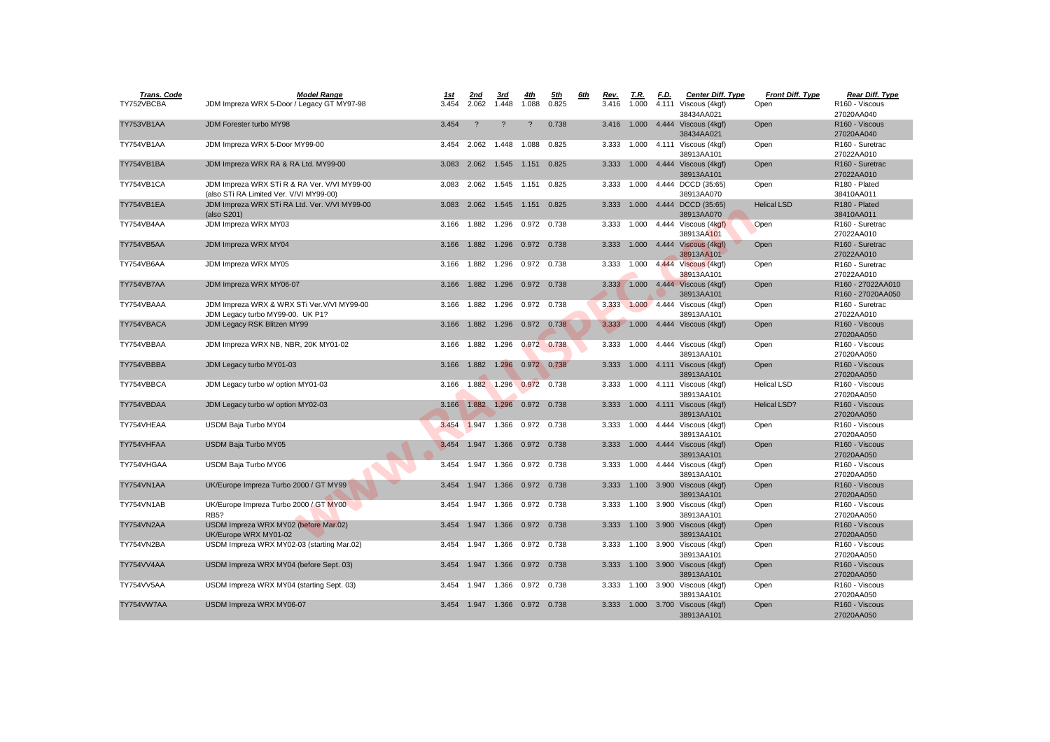| Trans. Code | Model Range | 1st | 2nd | 3rd | 4th | 5th | 6th | Rev. | T.R. | F.D. | Center Diff. Type | Front Diff. Type | Rear Diff. Type |
|---|---|---|---|---|---|---|---|---|---|---|---|---|---|
| TY752VBCBA | JDM Impreza WRX 5-Door / Legacy GT MY97-98 | 3.454 | 2.062 | 1.448 | 1.088 | 0.825 | | 3.416 | 1.000 | 4.111 | Viscous (4kgf) 38434AA021 | Open | R160 - Viscous 27020AA040 |
| TY753VB1AA | JDM Forester turbo MY98 | 3.454 | ? | ? | ? | 0.738 | | 3.416 | 1.000 | 4.444 | Viscous (4kgf) 38434AA021 | Open | R160 - Viscous 27020AA040 |
| TY754VB1AA | JDM Impreza WRX 5-Door MY99-00 | 3.454 | 2.062 | 1.448 | 1.088 | 0.825 | | 3.333 | 1.000 | 4.111 | Viscous (4kgf) 38913AA101 | Open | R160 - Suretrac 27022AA010 |
| TY754VB1BA | JDM Impreza WRX RA & RA Ltd. MY99-00 | 3.083 | 2.062 | 1.545 | 1.151 | 0.825 | | 3.333 | 1.000 | 4.444 | Viscous (4kgf) 38913AA101 | Open | R160 - Suretrac 27022AA010 |
| TY754VB1CA | JDM Impreza WRX STi R & RA Ver. V/VI MY99-00 (also STi RA Limited Ver. V/VI MY99-00) | 3.083 | 2.062 | 1.545 | 1.151 | 0.825 | | 3.333 | 1.000 | 4.444 | DCCD (35:65) 38913AA070 | Open | R180 - Plated 38410AA011 |
| TY754VB1EA | JDM Impreza WRX STi RA Ltd. Ver. V/VI MY99-00 (also S201) | 3.083 | 2.062 | 1.545 | 1.151 | 0.825 | | 3.333 | 1.000 | 4.444 | DCCD (35:65) 38913AA070 | Helical LSD | R180 - Plated 38410AA011 |
| TY754VB4AA | JDM Impreza WRX MY03 | 3.166 | 1.882 | 1.296 | 0.972 | 0.738 | | 3.333 | 1.000 | 4.444 | Viscous (4kgf) 38913AA101 | Open | R160 - Suretrac 27022AA010 |
| TY754VB5AA | JDM Impreza WRX MY04 | 3.166 | 1.882 | 1.296 | 0.972 | 0.738 | | 3.333 | 1.000 | 4.444 | Viscous (4kgf) 38913AA101 | Open | R160 - Suretrac 27022AA010 |
| TY754VB6AA | JDM Impreza WRX MY05 | 3.166 | 1.882 | 1.296 | 0.972 | 0.738 | | 3.333 | 1.000 | 4.444 | Viscous (4kgf) 38913AA101 | Open | R160 - Suretrac 27022AA010 |
| TY754VB7AA | JDM Impreza WRX MY06-07 | 3.166 | 1.882 | 1.296 | 0.972 | 0.738 | | 3.333 | 1.000 | 4.444 | Viscous (4kgf) 38913AA101 | Open | R160 - 27022AA010 R160 - 27020AA050 |
| TY754VBAAA | JDM Impreza WRX & WRX STi Ver.V/VI MY99-00 JDM Legacy turbo MY99-00. UK P1? | 3.166 | 1.882 | 1.296 | 0.972 | 0.738 | | 3.333 | 1.000 | 4.444 | Viscous (4kgf) 38913AA101 | Open | R160 - Suretrac 27022AA010 |
| TY754VBACA | JDM Legacy RSK Blitzen MY99 | 3.166 | 1.882 | 1.296 | 0.972 | 0.738 | | 3.333 | 1.000 | 4.444 | Viscous (4kgf) | Open | R160 - Viscous 27020AA050 |
| TY754VBBAA | JDM Impreza WRX NB, NBR, 20K MY01-02 | 3.166 | 1.882 | 1.296 | 0.972 | 0.738 | | 3.333 | 1.000 | 4.444 | Viscous (4kgf) 38913AA101 | Open | R160 - Viscous 27020AA050 |
| TY754VBBBA | JDM Legacy turbo MY01-03 | 3.166 | 1.882 | 1.296 | 0.972 | 0.738 | | 3.333 | 1.000 | 4.111 | Viscous (4kgf) 38913AA101 | Open | R160 - Viscous 27020AA050 |
| TY754VBBCA | JDM Legacy turbo w/ option MY01-03 | 3.166 | 1.882 | 1.296 | 0.972 | 0.738 | | 3.333 | 1.000 | 4.111 | Viscous (4kgf) 38913AA101 | Helical LSD | R160 - Viscous 27020AA050 |
| TY754VBDAA | JDM Legacy turbo w/ option MY02-03 | 3.166 | 1.882 | 1.296 | 0.972 | 0.738 | | 3.333 | 1.000 | 4.111 | Viscous (4kgf) 38913AA101 | Helical LSD? | R160 - Viscous 27020AA050 |
| TY754VHEAA | USDM Baja Turbo MY04 | 3.454 | 1.947 | 1.366 | 0.972 | 0.738 | | 3.333 | 1.000 | 4.444 | Viscous (4kgf) 38913AA101 | Open | R160 - Viscous 27020AA050 |
| TY754VHFAA | USDM Baja Turbo MY05 | 3.454 | 1.947 | 1.366 | 0.972 | 0.738 | | 3.333 | 1.000 | 4.444 | Viscous (4kgf) 38913AA101 | Open | R160 - Viscous 27020AA050 |
| TY754VHGAA | USDM Baja Turbo MY06 | 3.454 | 1.947 | 1.366 | 0.972 | 0.738 | | 3.333 | 1.000 | 4.444 | Viscous (4kgf) 38913AA101 | Open | R160 - Viscous 27020AA050 |
| TY754VN1AA | UK/Europe Impreza Turbo 2000 / GT MY99 | 3.454 | 1.947 | 1.366 | 0.972 | 0.738 | | 3.333 | 1.100 | 3.900 | Viscous (4kgf) 38913AA101 | Open | R160 - Viscous 27020AA050 |
| TY754VN1AB | UK/Europe Impreza Turbo 2000 / GT MY00 RB5? | 3.454 | 1.947 | 1.366 | 0.972 | 0.738 | | 3.333 | 1.100 | 3.900 | Viscous (4kgf) 38913AA101 | Open | R160 - Viscous 27020AA050 |
| TY754VN2AA | USDM Impreza WRX MY02 (before Mar.02) UK/Europe WRX MY01-02 | 3.454 | 1.947 | 1.366 | 0.972 | 0.738 | | 3.333 | 1.100 | 3.900 | Viscous (4kgf) 38913AA101 | Open | R160 - Viscous 27020AA050 |
| TY754VN2BA | USDM Impreza WRX MY02-03 (starting Mar.02) | 3.454 | 1.947 | 1.366 | 0.972 | 0.738 | | 3.333 | 1.100 | 3.900 | Viscous (4kgf) 38913AA101 | Open | R160 - Viscous 27020AA050 |
| TY754VV4AA | USDM Impreza WRX MY04 (before Sept. 03) | 3.454 | 1.947 | 1.366 | 0.972 | 0.738 | | 3.333 | 1.100 | 3.900 | Viscous (4kgf) 38913AA101 | Open | R160 - Viscous 27020AA050 |
| TY754VV5AA | USDM Impreza WRX MY04 (starting Sept. 03) | 3.454 | 1.947 | 1.366 | 0.972 | 0.738 | | 3.333 | 1.100 | 3.900 | Viscous (4kgf) 38913AA101 | Open | R160 - Viscous 27020AA050 |
| TY754VW7AA | USDM Impreza WRX MY06-07 | 3.454 | 1.947 | 1.366 | 0.972 | 0.738 | | 3.333 | 1.000 | 3.700 | Viscous (4kgf) 38913AA101 | Open | R160 - Viscous 27020AA050 |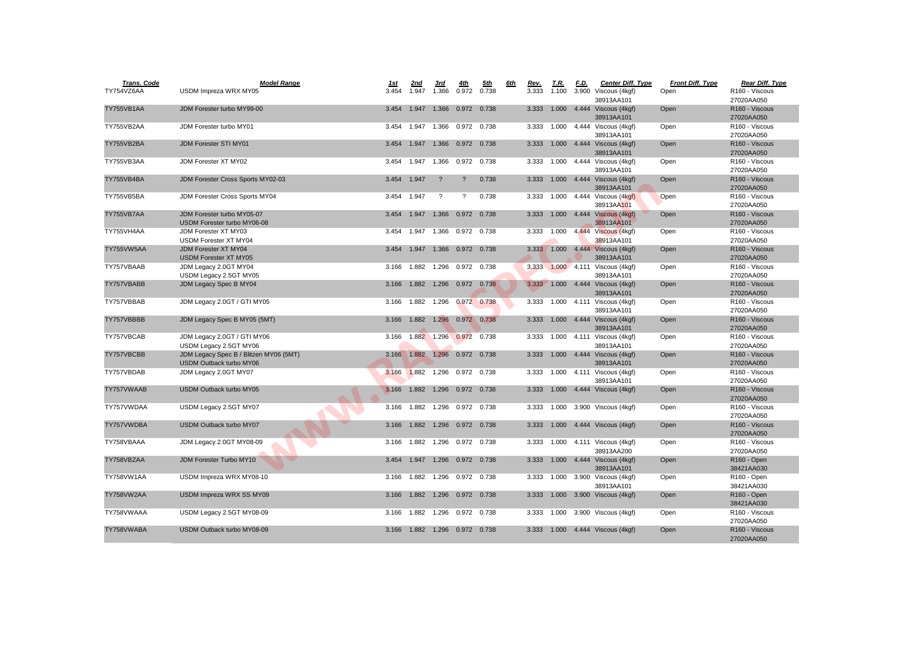| Trans. Code | Model Range | 1st | 2nd | 3rd | 4th | 5th | 6th | Rev. | T.R. | F.D. | Center Diff. Type | Front Diff. Type | Rear Diff. Type |
|---|---|---|---|---|---|---|---|---|---|---|---|---|---|
| TY754VZ6AA | USDM Impreza WRX MY05 | 3.454 | 1.947 | 1.366 | 0.972 | 0.738 | | 3.333 | 1.100 | 3.900 | Viscous (4kgf) 38913AA101 | Open | R160 - Viscous 27020AA050 |
| TY755VB1AA | JDM Forester turbo MY99-00 | 3.454 | 1.947 | 1.366 | 0.972 | 0.738 | | 3.333 | 1.000 | 4.444 | Viscous (4kgf) 38913AA101 | Open | R160 - Viscous 27020AA050 |
| TY755VB2AA | JDM Forester turbo MY01 | 3.454 | 1.947 | 1.366 | 0.972 | 0.738 | | 3.333 | 1.000 | 4.444 | Viscous (4kgf) 38913AA101 | Open | R160 - Viscous 27020AA050 |
| TY755VB2BA | JDM Forester STI MY01 | 3.454 | 1.947 | 1.366 | 0.972 | 0.738 | | 3.333 | 1.000 | 4.444 | Viscous (4kgf) 38913AA101 | Open | R160 - Viscous 27020AA050 |
| TY755VB3AA | JDM Forester XT MY02 | 3.454 | 1.947 | 1.366 | 0.972 | 0.738 | | 3.333 | 1.000 | 4.444 | Viscous (4kgf) 38913AA101 | Open | R160 - Viscous 27020AA050 |
| TY755VB4BA | JDM Forester Cross Sports MY02-03 | 3.454 | 1.947 | ? | ? | 0.738 | | 3.333 | 1.000 | 4.444 | Viscous (4kgf) 38913AA101 | Open | R160 - Viscous 27020AA050 |
| TY755VB5BA | JDM Forester Cross Sports MY04 | 3.454 | 1.947 | ? | ? | 0.738 | | 3.333 | 1.000 | 4.444 | Viscous (4kgf) 38913AA101 | Open | R160 - Viscous 27020AA050 |
| TY755VB7AA | JDM Forester turbo MY05-07<br>USDM Forester turbo MY06-08 | 3.454 | 1.947 | 1.366 | 0.972 | 0.738 | | 3.333 | 1.000 | 4.444 | Viscous (4kgf) 38913AA101 | Open | R160 - Viscous 27020AA050 |
| TY755VH4AA | JDM Forester XT MY03<br>USDM Forester XT MY04 | 3.454 | 1.947 | 1.366 | 0.972 | 0.738 | | 3.333 | 1.000 | 4.444 | Viscous (4kgf) 38913AA101 | Open | R160 - Viscous 27020AA050 |
| TY755VW5AA | JDM Forester XT MY04<br>USDM Forester XT MY05 | 3.454 | 1.947 | 1.366 | 0.972 | 0.738 | | 3.333 | 1.000 | 4.444 | Viscous (4kgf) 38913AA101 | Open | R160 - Viscous 27020AA050 |
| TY757VBAAB | JDM Legacy 2.0GT MY04<br>USDM Legacy 2.5GT MY05 | 3.166 | 1.882 | 1.296 | 0.972 | 0.738 | | 3.333 | 1.000 | 4.111 | Viscous (4kgf) 38913AA101 | Open | R160 - Viscous 27020AA050 |
| TY757VBABB | JDM Legacy Spec B MY04 | 3.166 | 1.882 | 1.296 | 0.972 | 0.738 | | 3.333 | 1.000 | 4.444 | Viscous (4kgf) 38913AA101 | Open | R160 - Viscous 27020AA050 |
| TY757VBBAB | JDM Legacy 2.0GT / GTI MY05 | 3.166 | 1.882 | 1.296 | 0.972 | 0.738 | | 3.333 | 1.000 | 4.111 | Viscous (4kgf) 38913AA101 | Open | R160 - Viscous 27020AA050 |
| TY757VBBBB | JDM Legacy Spec B MY05 (5MT) | 3.166 | 1.882 | 1.296 | 0.972 | 0.738 | | 3.333 | 1.000 | 4.444 | Viscous (4kgf) 38913AA101 | Open | R160 - Viscous 27020AA050 |
| TY757VBCAB | JDM Legacy 2.0GT / GTI MY06<br>USDM Legacy 2.5GT MY06 | 3.166 | 1.882 | 1.296 | 0.972 | 0.738 | | 3.333 | 1.000 | 4.111 | Viscous (4kgf) 38913AA101 | Open | R160 - Viscous 27020AA050 |
| TY757VBCBB | JDM Legacy Spec B / Blitzen MY06 (5MT)<br>USDM Outback turbo MY06 | 3.166 | 1.882 | 1.296 | 0.972 | 0.738 | | 3.333 | 1.000 | 4.444 | Viscous (4kgf) 38913AA101 | Open | R160 - Viscous 27020AA050 |
| TY757VBDAB | JDM Legacy 2.0GT MY07 | 3.166 | 1.882 | 1.296 | 0.972 | 0.738 | | 3.333 | 1.000 | 4.111 | Viscous (4kgf) 38913AA101 | Open | R160 - Viscous 27020AA050 |
| TY757VWAAB | USDM Outback turbo MY05 | 3.166 | 1.882 | 1.296 | 0.972 | 0.738 | | 3.333 | 1.000 | 4.444 | Viscous (4kgf) | Open | R160 - Viscous 27020AA050 |
| TY757VWDAA | USDM Legacy 2.5GT MY07 | 3.166 | 1.882 | 1.296 | 0.972 | 0.738 | | 3.333 | 1.000 | 3.900 | Viscous (4kgf) | Open | R160 - Viscous 27020AA050 |
| TY757VWDBA | USDM Outback turbo MY07 | 3.166 | 1.882 | 1.296 | 0.972 | 0.738 | | 3.333 | 1.000 | 4.444 | Viscous (4kgf) | Open | R160 - Viscous 27020AA050 |
| TY758VBAAA | JDM Legacy 2.0GT MY08-09 | 3.166 | 1.882 | 1.296 | 0.972 | 0.738 | | 3.333 | 1.000 | 4.111 | Viscous (4kgf) 38913AA200 | Open | R160 - Viscous 27020AA050 |
| TY758VBZAA | JDM Forester Turbo MY10 | 3.454 | 1.947 | 1.296 | 0.972 | 0.738 | | 3.333 | 1.000 | 4.444 | Viscous (4kgf) 38913AA101 | Open | R160 - Open 38421AA030 |
| TY758VW1AA | USDM Impreza WRX MY08-10 | 3.166 | 1.882 | 1.296 | 0.972 | 0.738 | | 3.333 | 1.000 | 3.900 | Viscous (4kgf) 38913AA101 | Open | R160 - Open 38421AA030 |
| TY758VW2AA | USDM Impreza WRX SS MY09 | 3.166 | 1.882 | 1.296 | 0.972 | 0.738 | | 3.333 | 1.000 | 3.900 | Viscous (4kgf) | Open | R160 - Open 38421AA030 |
| TY758VWAAA | USDM Legacy 2.5GT MY08-09 | 3.166 | 1.882 | 1.296 | 0.972 | 0.738 | | 3.333 | 1.000 | 3.900 | Viscous (4kgf) | Open | R160 - Viscous 27020AA050 |
| TY758VWABA | USDM Outback turbo MY08-09 | 3.166 | 1.882 | 1.296 | 0.972 | 0.738 | | 3.333 | 1.000 | 4.444 | Viscous (4kgf) | Open | R160 - Viscous 27020AA050 |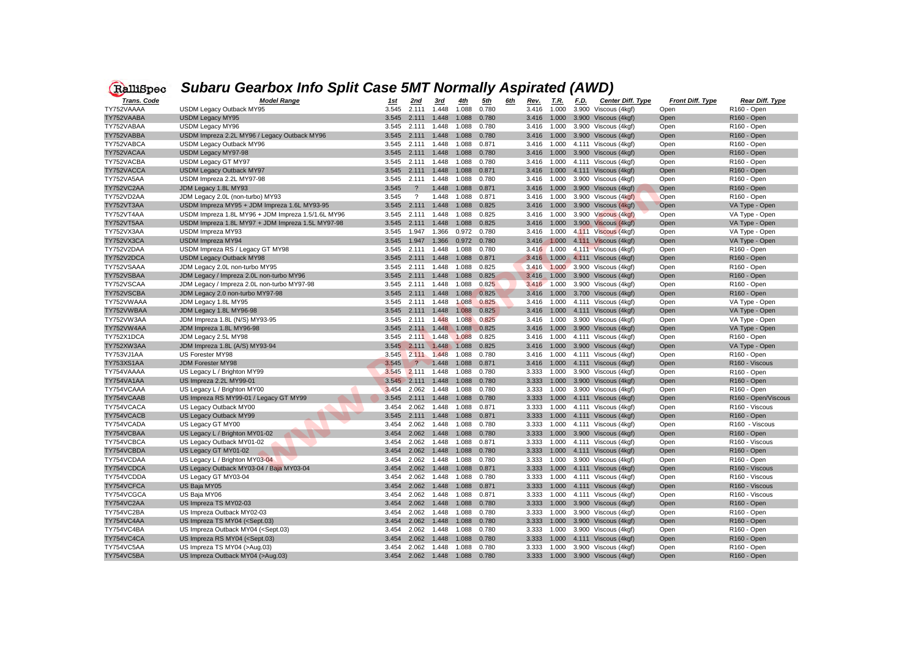# Subaru Gearbox Info Split Case 5MT Normally Aspirated (AWD)

| Trans. Code | Model Range | 1st | 2nd | 3rd | 4th | 5th | 6th | Rev. | T.R. | F.D. | Center Diff. Type | Front Diff. Type | Rear Diff. Type |
|---|---|---|---|---|---|---|---|---|---|---|---|---|---|
| TY752VAAAA | USDM Legacy Outback MY95 | 3.545 | 2.111 | 1.448 | 1.088 | 0.780 | | 3.416 | 1.000 | 3.900 | Viscous (4kgf) | Open | R160 - Open |
| TY752VAABA | USDM Legacy MY95 | 3.545 | 2.111 | 1.448 | 1.088 | 0.780 | | 3.416 | 1.000 | 3.900 | Viscous (4kgf) | Open | R160 - Open |
| TY752VABAA | USDM Legacy MY96 | 3.545 | 2.111 | 1.448 | 1.088 | 0.780 | | 3.416 | 1.000 | 3.900 | Viscous (4kgf) | Open | R160 - Open |
| TY752VABBA | USDM Impreza 2.2L MY96 / Legacy Outback MY96 | 3.545 | 2.111 | 1.448 | 1.088 | 0.780 | | 3.416 | 1.000 | 3.900 | Viscous (4kgf) | Open | R160 - Open |
| TY752VABCA | USDM Legacy Outback MY96 | 3.545 | 2.111 | 1.448 | 1.088 | 0.871 | | 3.416 | 1.000 | 4.111 | Viscous (4kgf) | Open | R160 - Open |
| TY752VACAA | USDM Legacy MY97-98 | 3.545 | 2.111 | 1.448 | 1.088 | 0.780 | | 3.416 | 1.000 | 3.900 | Viscous (4kgf) | Open | R160 - Open |
| TY752VACBA | USDM Legacy GT MY97 | 3.545 | 2.111 | 1.448 | 1.088 | 0.780 | | 3.416 | 1.000 | 4.111 | Viscous (4kgf) | Open | R160 - Open |
| TY752VACCA | USDM Legacy Outback MY97 | 3.545 | 2.111 | 1.448 | 1.088 | 0.871 | | 3.416 | 1.000 | 4.111 | Viscous (4kgf) | Open | R160 - Open |
| TY752VA5AA | USDM Impreza 2.2L MY97-98 | 3.545 | 2.111 | 1.448 | 1.088 | 0.780 | | 3.416 | 1.000 | 3.900 | Viscous (4kgf) | Open | R160 - Open |
| TY752VC2AA | JDM Legacy 1.8L MY93 | 3.545 | ? | 1.448 | 1.088 | 0.871 | | 3.416 | 1.000 | 3.900 | Viscous (4kgf) | Open | R160 - Open |
| TY752VD2AA | JDM Legacy 2.0L (non-turbo) MY93 | 3.545 | ? | 1.448 | 1.088 | 0.871 | | 3.416 | 1.000 | 3.900 | Viscous (4kgf) | Open | R160 - Open |
| TY752VT3AA | USDM Impreza MY95 + JDM Impreza 1.6L MY93-95 | 3.545 | 2.111 | 1.448 | 1.088 | 0.825 | | 3.416 | 1.000 | 3.900 | Viscous (4kgf) | Open | VA Type - Open |
| TY752VT4AA | USDM Impreza 1.8L MY96 + JDM Impreza 1.5/1.6L MY96 | 3.545 | 2.111 | 1.448 | 1.088 | 0.825 | | 3.416 | 1.000 | 3.900 | Viscous (4kgf) | Open | VA Type - Open |
| TY752VT5AA | USDM Impreza 1.8L MY97 + JDM Impreza 1.5L MY97-98 | 3.545 | 2.111 | 1.448 | 1.088 | 0.825 | | 3.416 | 1.000 | 3.900 | Viscous (4kgf) | Open | VA Type - Open |
| TY752VX3AA | USDM Impreza MY93 | 3.545 | 1.947 | 1.366 | 0.972 | 0.780 | | 3.416 | 1.000 | 4.111 | Viscous (4kgf) | Open | VA Type - Open |
| TY752VX3CA | USDM Impreza MY94 | 3.545 | 1.947 | 1.366 | 0.972 | 0.780 | | 3.416 | 1.000 | 4.111 | Viscous (4kgf) | Open | VA Type - Open |
| TY752V2DAA | USDM Impreza RS / Legacy GT MY98 | 3.545 | 2.111 | 1.448 | 1.088 | 0.780 | | 3.416 | 1.000 | 4.111 | Viscous (4kgf) | Open | R160 - Open |
| TY752V2DCA | USDM Legacy Outback MY98 | 3.545 | 2.111 | 1.448 | 1.088 | 0.871 | | 3.416 | 1.000 | 4.111 | Viscous (4kgf) | Open | R160 - Open |
| TY752VSAAA | JDM Legacy 2.0L non-turbo MY95 | 3.545 | 2.111 | 1.448 | 1.088 | 0.825 | | 3.416 | 1.000 | 3.900 | Viscous (4kgf) | Open | R160 - Open |
| TY752VSBAA | JDM Legacy / Impreza 2.0L non-turbo MY96 | 3.545 | 2.111 | 1.448 | 1.088 | 0.825 | | 3.416 | 1.000 | 3.900 | Viscous (4kgf) | Open | R160 - Open |
| TY752VSCAA | JDM Legacy / Impreza 2.0L non-turbo MY97-98 | 3.545 | 2.111 | 1.448 | 1.088 | 0.825 | | 3.416 | 1.000 | 3.900 | Viscous (4kgf) | Open | R160 - Open |
| TY752VSCBA | JDM Legacy 2.0 non-turbo MY97-98 | 3.545 | 2.111 | 1.448 | 1.088 | 0.825 | | 3.416 | 1.000 | 3.700 | Viscous (4kgf) | Open | R160 - Open |
| TY752VWAAA | JDM Legacy 1.8L MY95 | 3.545 | 2.111 | 1.448 | 1.088 | 0.825 | | 3.416 | 1.000 | 4.111 | Viscous (4kgf) | Open | VA Type - Open |
| TY752VWBAA | JDM Legacy 1.8L MY96-98 | 3.545 | 2.111 | 1.448 | 1.088 | 0.825 | | 3.416 | 1.000 | 4.111 | Viscous (4kgf) | Open | VA Type - Open |
| TY752VW3AA | JDM Impreza 1.8L (N/S) MY93-95 | 3.545 | 2.111 | 1.448 | 1.088 | 0.825 | | 3.416 | 1.000 | 3.900 | Viscous (4kgf) | Open | VA Type - Open |
| TY752VW4AA | JDM Impreza 1.8L MY96-98 | 3.545 | 2.111 | 1.448 | 1.088 | 0.825 | | 3.416 | 1.000 | 3.900 | Viscous (4kgf) | Open | VA Type - Open |
| TY752X1DCA | JDM Legacy 2.5L MY98 | 3.545 | 2.111 | 1.448 | 1.088 | 0.825 | | 3.416 | 1.000 | 4.111 | Viscous (4kgf) | Open | R160 - Open |
| TY752XW3AA | JDM Impreza 1.8L (A/S) MY93-94 | 3.545 | 2.111 | 1.448 | 1.088 | 0.825 | | 3.416 | 1.000 | 3.900 | Viscous (4kgf) | Open | VA Type - Open |
| TY753VJ1AA | US Forester MY98 | 3.545 | 2.111 | 1.448 | 1.088 | 0.780 | | 3.416 | 1.000 | 4.111 | Viscous (4kgf) | Open | R160 - Open |
| TY753XS1AA | JDM Forester MY98 | 3.545 | ? | 1.448 | 1.088 | 0.871 | | 3.416 | 1.000 | 4.111 | Viscous (4kgf) | Open | R160 - Viscous |
| TY754VAAAA | US Legacy L / Brighton MY99 | 3.545 | 2.111 | 1.448 | 1.088 | 0.780 | | 3.333 | 1.000 | 3.900 | Viscous (4kgf) | Open | R160 - Open |
| TY754VA1AA | US Impreza 2.2L MY99-01 | 3.545 | 2.111 | 1.448 | 1.088 | 0.780 | | 3.333 | 1.000 | 3.900 | Viscous (4kgf) | Open | R160 - Open |
| TY754VCAAA | US Legacy L / Brighton MY00 | 3.454 | 2.062 | 1.448 | 1.088 | 0.780 | | 3.333 | 1.000 | 3.900 | Viscous (4kgf) | Open | R160 - Open |
| TY754VCAAB | US Impreza RS MY99-01 / Legacy GT MY99 | 3.545 | 2.111 | 1.448 | 1.088 | 0.780 | | 3.333 | 1.000 | 4.111 | Viscous (4kgf) | Open | R160 - Open/Viscous |
| TY754VCACA | US Legacy Outback MY00 | 3.454 | 2.062 | 1.448 | 1.088 | 0.871 | | 3.333 | 1.000 | 4.111 | Viscous (4kgf) | Open | R160 - Viscous |
| TY754VCACB | US Legacy Outback MY99 | 3.545 | 2.111 | 1.448 | 1.088 | 0.871 | | 3.333 | 1.000 | 4.111 | Viscous (4kgf) | Open | R160 - Open |
| TY754VCADA | US Legacy GT MY00 | 3.454 | 2.062 | 1.448 | 1.088 | 0.780 | | 3.333 | 1.000 | 4.111 | Viscous (4kgf) | Open | R160 - Viscous |
| TY754VCBAA | US Legacy L / Brighton MY01-02 | 3.454 | 2.062 | 1.448 | 1.088 | 0.780 | | 3.333 | 1.000 | 3.900 | Viscous (4kgf) | Open | R160 - Open |
| TY754VCBCA | US Legacy Outback MY01-02 | 3.454 | 2.062 | 1.448 | 1.088 | 0.871 | | 3.333 | 1.000 | 4.111 | Viscous (4kgf) | Open | R160 - Viscous |
| TY754VCBDA | US Legacy GT MY01-02 | 3.454 | 2.062 | 1.448 | 1.088 | 0.780 | | 3.333 | 1.000 | 4.111 | Viscous (4kgf) | Open | R160 - Open |
| TY754VCDAA | US Legacy L / Brighton MY03-04 | 3.454 | 2.062 | 1.448 | 1.088 | 0.780 | | 3.333 | 1.000 | 3.900 | Viscous (4kgf) | Open | R160 - Open |
| TY754VCDCA | US Legacy Outback MY03-04 / Baja MY03-04 | 3.454 | 2.062 | 1.448 | 1.088 | 0.871 | | 3.333 | 1.000 | 4.111 | Viscous (4kgf) | Open | R160 - Viscous |
| TY754VCDDA | US Legacy GT MY03-04 | 3.454 | 2.062 | 1.448 | 1.088 | 0.780 | | 3.333 | 1.000 | 4.111 | Viscous (4kgf) | Open | R160 - Viscous |
| TY754VCFCA | US Baja MY05 | 3.454 | 2.062 | 1.448 | 1.088 | 0.871 | | 3.333 | 1.000 | 4.111 | Viscous (4kgf) | Open | R160 - Viscous |
| TY754VCGCA | US Baja MY06 | 3.454 | 2.062 | 1.448 | 1.088 | 0.871 | | 3.333 | 1.000 | 4.111 | Viscous (4kgf) | Open | R160 - Viscous |
| TY754VC2AA | US Impreza TS MY02-03 | 3.454 | 2.062 | 1.448 | 1.088 | 0.780 | | 3.333 | 1.000 | 3.900 | Viscous (4kgf) | Open | R160 - Open |
| TY754VC2BA | US Impreza Outback MY02-03 | 3.454 | 2.062 | 1.448 | 1.088 | 0.780 | | 3.333 | 1.000 | 3.900 | Viscous (4kgf) | Open | R160 - Open |
| TY754VC4AA | US Impreza TS MY04 (<Sept.03) | 3.454 | 2.062 | 1.448 | 1.088 | 0.780 | | 3.333 | 1.000 | 3.900 | Viscous (4kgf) | Open | R160 - Open |
| TY754VC4BA | US Impreza Outback MY04 (<Sept.03) | 3.454 | 2.062 | 1.448 | 1.088 | 0.780 | | 3.333 | 1.000 | 3.900 | Viscous (4kgf) | Open | R160 - Open |
| TY754VC4CA | US Impreza RS MY04 (<Sept.03) | 3.454 | 2.062 | 1.448 | 1.088 | 0.780 | | 3.333 | 1.000 | 4.111 | Viscous (4kgf) | Open | R160 - Open |
| TY754VC5AA | US Impreza TS MY04 (>Aug.03) | 3.454 | 2.062 | 1.448 | 1.088 | 0.780 | | 3.333 | 1.000 | 3.900 | Viscous (4kgf) | Open | R160 - Open |
| TY754VC5BA | US Impreza Outback MY04 (>Aug.03) | 3.454 | 2.062 | 1.448 | 1.088 | 0.780 | | 3.333 | 1.000 | 3.900 | Viscous (4kgf) | Open | R160 - Open |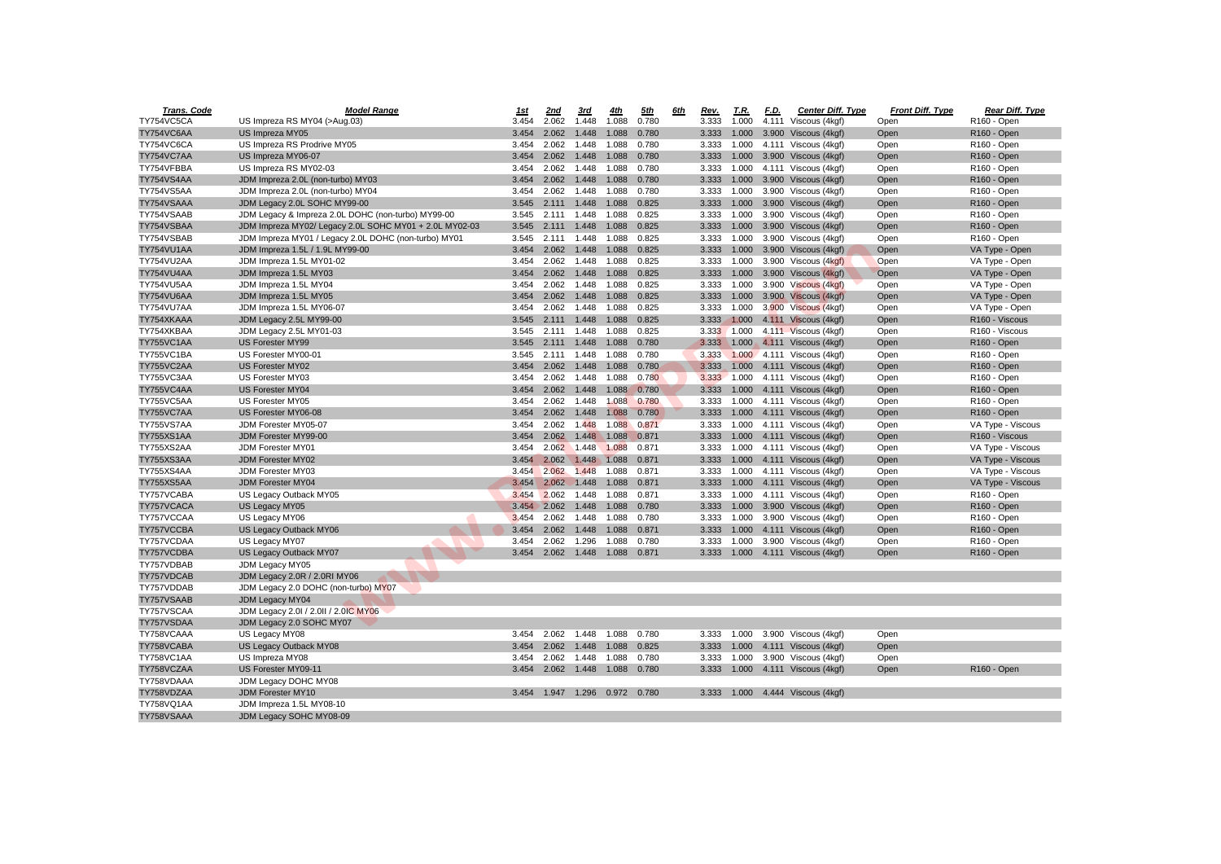| Trans. Code | Model Range | 1st | 2nd | 3rd | 4th | 5th | 6th | Rev. | T.R. | F.D. | Center Diff. Type | Front Diff. Type | Rear Diff. Type |
|---|---|---|---|---|---|---|---|---|---|---|---|---|---|
| TY754VC5CA | US Impreza RS MY04 (>Aug.03) | 3.454 | 2.062 | 1.448 | 1.088 | 0.780 | | 3.333 | 1.000 | 4.111 | Viscous (4kgf) | Open | R160 - Open |
| TY754VC6AA | US Impreza MY05 | 3.454 | 2.062 | 1.448 | 1.088 | 0.780 | | 3.333 | 1.000 | 3.900 | Viscous (4kgf) | Open | R160 - Open |
| TY754VC6CA | US Impreza RS Prodrive MY05 | 3.454 | 2.062 | 1.448 | 1.088 | 0.780 | | 3.333 | 1.000 | 4.111 | Viscous (4kgf) | Open | R160 - Open |
| TY754VC7AA | US Impreza MY06-07 | 3.454 | 2.062 | 1.448 | 1.088 | 0.780 | | 3.333 | 1.000 | 3.900 | Viscous (4kgf) | Open | R160 - Open |
| TY754VFBBA | US Impreza RS MY02-03 | 3.454 | 2.062 | 1.448 | 1.088 | 0.780 | | 3.333 | 1.000 | 4.111 | Viscous (4kgf) | Open | R160 - Open |
| TY754VS4AA | JDM Impreza 2.0L (non-turbo) MY03 | 3.454 | 2.062 | 1.448 | 1.088 | 0.780 | | 3.333 | 1.000 | 3.900 | Viscous (4kgf) | Open | R160 - Open |
| TY754VS5AA | JDM Impreza 2.0L (non-turbo) MY04 | 3.454 | 2.062 | 1.448 | 1.088 | 0.780 | | 3.333 | 1.000 | 3.900 | Viscous (4kgf) | Open | R160 - Open |
| TY754VSAAA | JDM Legacy 2.0L SOHC MY99-00 | 3.545 | 2.111 | 1.448 | 1.088 | 0.825 | | 3.333 | 1.000 | 3.900 | Viscous (4kgf) | Open | R160 - Open |
| TY754VSAAB | JDM Legacy & Impreza 2.0L DOHC (non-turbo) MY99-00 | 3.545 | 2.111 | 1.448 | 1.088 | 0.825 | | 3.333 | 1.000 | 3.900 | Viscous (4kgf) | Open | R160 - Open |
| TY754VSBAA | JDM Impreza MY02/ Legacy 2.0L SOHC MY01 + 2.0L MY02-03 | 3.545 | 2.111 | 1.448 | 1.088 | 0.825 | | 3.333 | 1.000 | 3.900 | Viscous (4kgf) | Open | R160 - Open |
| TY754VSBAB | JDM Impreza MY01 / Legacy 2.0L DOHC (non-turbo) MY01 | 3.545 | 2.111 | 1.448 | 1.088 | 0.825 | | 3.333 | 1.000 | 3.900 | Viscous (4kgf) | Open | R160 - Open |
| TY754VU1AA | JDM Impreza 1.5L / 1.9L MY99-00 | 3.454 | 2.062 | 1.448 | 1.088 | 0.825 | | 3.333 | 1.000 | 3.900 | Viscous (4kgf) | Open | VA Type - Open |
| TY754VU2AA | JDM Impreza 1.5L MY01-02 | 3.454 | 2.062 | 1.448 | 1.088 | 0.825 | | 3.333 | 1.000 | 3.900 | Viscous (4kgf) | Open | VA Type - Open |
| TY754VU4AA | JDM Impreza 1.5L MY03 | 3.454 | 2.062 | 1.448 | 1.088 | 0.825 | | 3.333 | 1.000 | 3.900 | Viscous (4kgf) | Open | VA Type - Open |
| TY754VU5AA | JDM Impreza 1.5L MY04 | 3.454 | 2.062 | 1.448 | 1.088 | 0.825 | | 3.333 | 1.000 | 3.900 | Viscous (4kgf) | Open | VA Type - Open |
| TY754VU6AA | JDM Impreza 1.5L MY05 | 3.454 | 2.062 | 1.448 | 1.088 | 0.825 | | 3.333 | 1.000 | 3.900 | Viscous (4kgf) | Open | VA Type - Open |
| TY754VU7AA | JDM Impreza 1.5L MY06-07 | 3.454 | 2.062 | 1.448 | 1.088 | 0.825 | | 3.333 | 1.000 | 3.900 | Viscous (4kgf) | Open | VA Type - Open |
| TY754XKAAA | JDM Legacy 2.5L MY99-00 | 3.545 | 2.111 | 1.448 | 1.088 | 0.825 | | 3.333 | 1.000 | 4.111 | Viscous (4kgf) | Open | R160 - Viscous |
| TY754XKBAA | JDM Legacy 2.5L MY01-03 | 3.545 | 2.111 | 1.448 | 1.088 | 0.825 | | 3.333 | 1.000 | 4.111 | Viscous (4kgf) | Open | R160 - Viscous |
| TY755VC1AA | US Forester MY99 | 3.545 | 2.111 | 1.448 | 1.088 | 0.780 | | 3.333 | 1.000 | 4.111 | Viscous (4kgf) | Open | R160 - Open |
| TY755VC1BA | US Forester MY00-01 | 3.545 | 2.111 | 1.448 | 1.088 | 0.780 | | 3.333 | 1.000 | 4.111 | Viscous (4kgf) | Open | R160 - Open |
| TY755VC2AA | US Forester MY02 | 3.454 | 2.062 | 1.448 | 1.088 | 0.780 | | 3.333 | 1.000 | 4.111 | Viscous (4kgf) | Open | R160 - Open |
| TY755VC3AA | US Forester MY03 | 3.454 | 2.062 | 1.448 | 1.088 | 0.780 | | 3.333 | 1.000 | 4.111 | Viscous (4kgf) | Open | R160 - Open |
| TY755VC4AA | US Forester MY04 | 3.454 | 2.062 | 1.448 | 1.088 | 0.780 | | 3.333 | 1.000 | 4.111 | Viscous (4kgf) | Open | R160 - Open |
| TY755VC5AA | US Forester MY05 | 3.454 | 2.062 | 1.448 | 1.088 | 0.780 | | 3.333 | 1.000 | 4.111 | Viscous (4kgf) | Open | R160 - Open |
| TY755VC7AA | US Forester MY06-08 | 3.454 | 2.062 | 1.448 | 1.088 | 0.780 | | 3.333 | 1.000 | 4.111 | Viscous (4kgf) | Open | R160 - Open |
| TY755VS7AA | JDM Forester MY05-07 | 3.454 | 2.062 | 1.448 | 1.088 | 0.871 | | 3.333 | 1.000 | 4.111 | Viscous (4kgf) | Open | VA Type - Viscous |
| TY755XS1AA | JDM Forester MY99-00 | 3.454 | 2.062 | 1.448 | 1.088 | 0.871 | | 3.333 | 1.000 | 4.111 | Viscous (4kgf) | Open | R160 - Viscous |
| TY755XS2AA | JDM Forester MY01 | 3.454 | 2.062 | 1.448 | 1.088 | 0.871 | | 3.333 | 1.000 | 4.111 | Viscous (4kgf) | Open | VA Type - Viscous |
| TY755XS3AA | JDM Forester MY02 | 3.454 | 2.062 | 1.448 | 1.088 | 0.871 | | 3.333 | 1.000 | 4.111 | Viscous (4kgf) | Open | VA Type - Viscous |
| TY755XS4AA | JDM Forester MY03 | 3.454 | 2.062 | 1.448 | 1.088 | 0.871 | | 3.333 | 1.000 | 4.111 | Viscous (4kgf) | Open | VA Type - Viscous |
| TY755XS5AA | JDM Forester MY04 | 3.454 | 2.062 | 1.448 | 1.088 | 0.871 | | 3.333 | 1.000 | 4.111 | Viscous (4kgf) | Open | VA Type - Viscous |
| TY757VCABA | US Legacy Outback MY05 | 3.454 | 2.062 | 1.448 | 1.088 | 0.871 | | 3.333 | 1.000 | 4.111 | Viscous (4kgf) | Open | R160 - Open |
| TY757VCACA | US Legacy MY05 | 3.454 | 2.062 | 1.448 | 1.088 | 0.780 | | 3.333 | 1.000 | 3.900 | Viscous (4kgf) | Open | R160 - Open |
| TY757VCCAA | US Legacy MY06 | 3.454 | 2.062 | 1.448 | 1.088 | 0.780 | | 3.333 | 1.000 | 3.900 | Viscous (4kgf) | Open | R160 - Open |
| TY757VCCBA | US Legacy Outback MY06 | 3.454 | 2.062 | 1.448 | 1.088 | 0.871 | | 3.333 | 1.000 | 4.111 | Viscous (4kgf) | Open | R160 - Open |
| TY757VCDAA | US Legacy MY07 | 3.454 | 2.062 | 1.296 | 1.088 | 0.780 | | 3.333 | 1.000 | 3.900 | Viscous (4kgf) | Open | R160 - Open |
| TY757VCDBA | US Legacy Outback MY07 | 3.454 | 2.062 | 1.448 | 1.088 | 0.871 | | 3.333 | 1.000 | 4.111 | Viscous (4kgf) | Open | R160 - Open |
| TY757VDBAB | JDM Legacy MY05 | | | | | | | | | | | | |
| TY757VDCAB | JDM Legacy 2.0R / 2.0RI MY06 | | | | | | | | | | | | |
| TY757VDDAB | JDM Legacy 2.0 DOHC (non-turbo) MY07 | | | | | | | | | | | | |
| TY757VSAAB | JDM Legacy MY04 | | | | | | | | | | | | |
| TY757VSCAA | JDM Legacy 2.0I / 2.0II / 2.0IC MY06 | | | | | | | | | | | | |
| TY757VSDAA | JDM Legacy 2.0 SOHC MY07 | | | | | | | | | | | | |
| TY758VCAAA | US Legacy MY08 | 3.454 | 2.062 | 1.448 | 1.088 | 0.780 | | 3.333 | 1.000 | 3.900 | Viscous (4kgf) | Open | |
| TY758VCABA | US Legacy Outback MY08 | 3.454 | 2.062 | 1.448 | 1.088 | 0.825 | | 3.333 | 1.000 | 4.111 | Viscous (4kgf) | Open | |
| TY758VC1AA | US Impreza MY08 | 3.454 | 2.062 | 1.448 | 1.088 | 0.780 | | 3.333 | 1.000 | 3.900 | Viscous (4kgf) | Open | |
| TY758VCZAA | US Forester MY09-11 | 3.454 | 2.062 | 1.448 | 1.088 | 0.780 | | 3.333 | 1.000 | 4.111 | Viscous (4kgf) | Open | R160 - Open |
| TY758VDAAA | JDM Legacy DOHC MY08 | | | | | | | | | | | | |
| TY758VDZAA | JDM Forester MY10 | 3.454 | 1.947 | 1.296 | 0.972 | 0.780 | | 3.333 | 1.000 | 4.444 | Viscous (4kgf) | | |
| TY758VQ1AA | JDM Impreza 1.5L MY08-10 | | | | | | | | | | | | |
| TY758VSAAA | JDM Legacy SOHC MY08-09 | | | | | | | | | | | | |